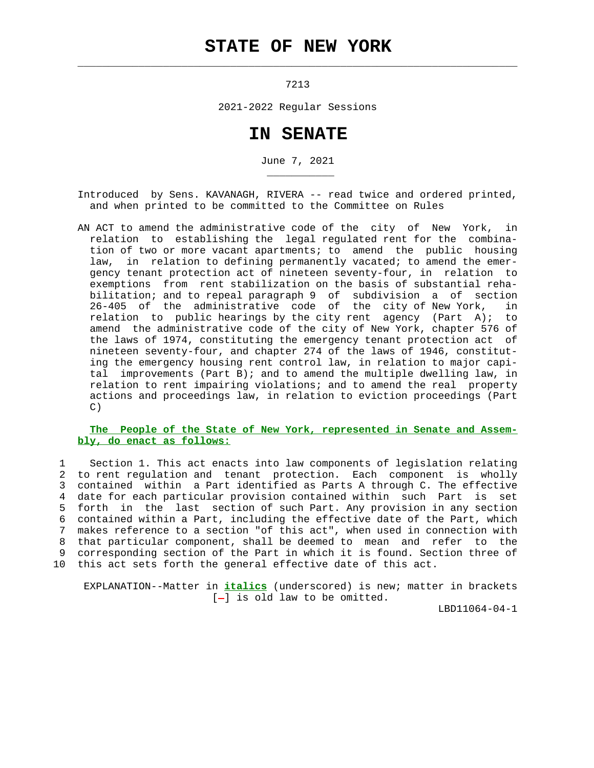# STATE OF NEW YORK

7213

2021-2022 Regular Sessions

# IN SENATE

June 7, 2021

Introduced by Sens. KAVANAGH, RIVERA -- read twice and ordered printed, and when printed to be committed to the Committee on Rules

AN ACT to amend the administrative code of the city of New York, in relation to establishing the legal regulated rent for the combination of two or more vacant apartments; to amend the public housing law, in relation to defining permanently vacated; to amend the emergency tenant protection act of nineteen seventy-four, in relation to exemptions from rent stabilization on the basis of substantial rehabilitation; and to repeal paragraph 9 of subdivision a of section 26-405 of the administrative code of the city of New York, in relation to public hearings by the city rent agency (Part A); to amend the administrative code of the city of New York, chapter 576 of the laws of 1974, constituting the emergency tenant protection act of nineteen seventy-four, and chapter 274 of the laws of 1946, constituting the emergency housing rent control law, in relation to major capital improvements (Part B); and to amend the multiple dwelling law, in relation to rent impairing violations; and to amend the real property actions and proceedings law, in relation to eviction proceedings (Part C)

**The People of the State of New York, represented in Senate and Assembly, do enact as follows:**

Section 1. This act enacts into law components of legislation relating to rent regulation and tenant protection. Each component is wholly contained within a Part identified as Parts A through C. The effective date for each particular provision contained within such Part is set forth in the last section of such Part. Any provision in any section contained within a Part, including the effective date of the Part, which makes reference to a section "of this act", when used in connection with that particular component, shall be deemed to mean and refer to the corresponding section of the Part in which it is found. Section three of this act sets forth the general effective date of this act.

EXPLANATION--Matter in ***italics*** (underscored) is new; matter in brackets [-] is old law to be omitted.

LBD11064-04-1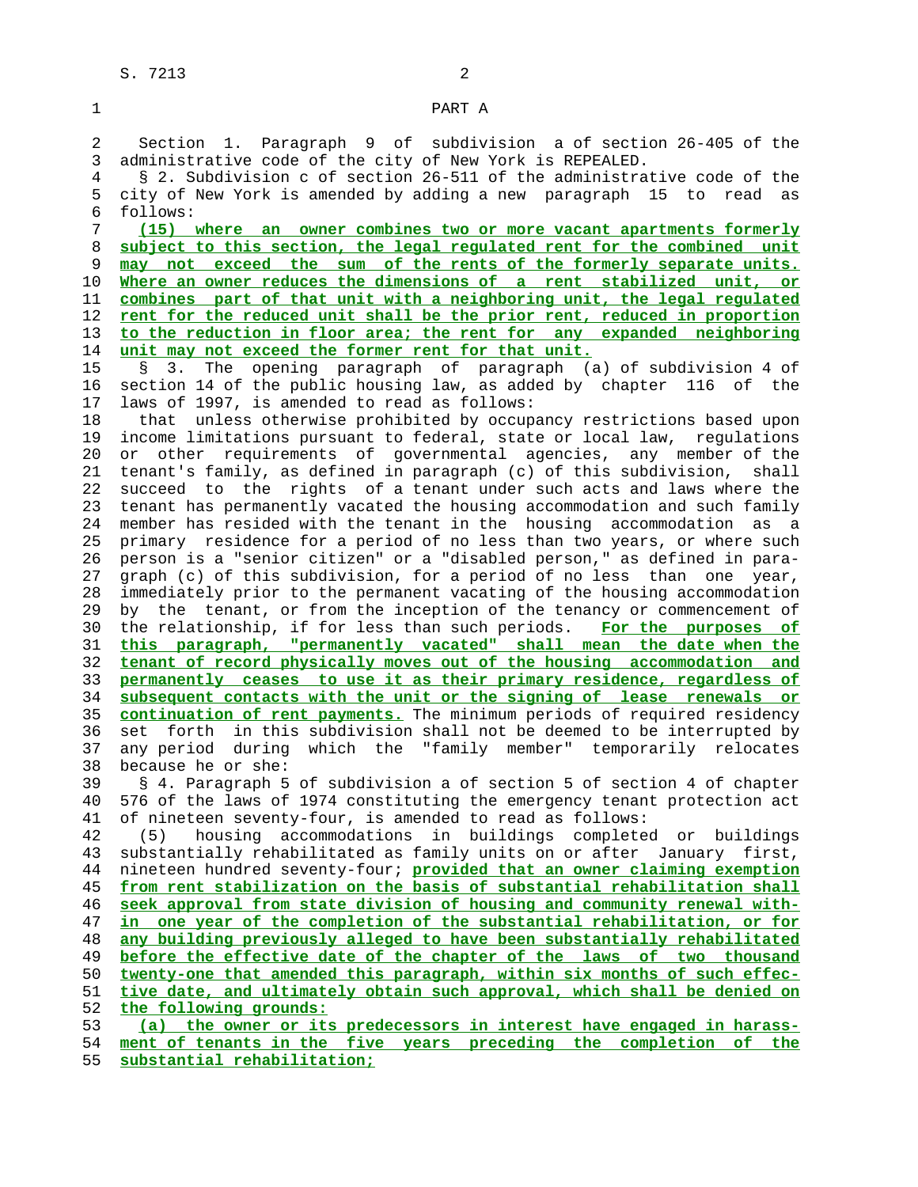PART A

Section 1. Paragraph 9 of subdivision a of section 26-405 of the administrative code of the city of New York is REPEALED.

§ 2. Subdivision c of section 26-511 of the administrative code of the city of New York is amended by adding a new paragraph 15 to read as follows:

<u>(15) where an owner combines two or more vacant apartments formerly subject to this section, the legal regulated rent for the combined unit may not exceed the sum of the rents of the formerly separate units. Where an owner reduces the dimensions of a rent stabilized unit, or combines part of that unit with a neighboring unit, the legal regulated rent for the reduced unit shall be the prior rent, reduced in proportion to the reduction in floor area; the rent for any expanded neighboring unit may not exceed the former rent for that unit.</u>

§ 3. The opening paragraph of paragraph (a) of subdivision 4 of section 14 of the public housing law, as added by chapter 116 of the laws of 1997, is amended to read as follows:

that unless otherwise prohibited by occupancy restrictions based upon income limitations pursuant to federal, state or local law, regulations or other requirements of governmental agencies, any member of the tenant's family, as defined in paragraph (c) of this subdivision, shall succeed to the rights of a tenant under such acts and laws where the tenant has permanently vacated the housing accommodation and such family member has resided with the tenant in the housing accommodation as a primary residence for a period of no less than two years, or where such person is a "senior citizen" or a "disabled person," as defined in paragraph (c) of this subdivision, for a period of no less than one year, immediately prior to the permanent vacating of the housing accommodation by the tenant, or from the inception of the tenancy or commencement of the relationship, if for less than such periods. <u>For the purposes of this paragraph, "permanently vacated" shall mean the date when the tenant of record physically moves out of the housing accommodation and permanently ceases to use it as their primary residence, regardless of subsequent contacts with the unit or the signing of lease renewals or continuation of rent payments.</u> The minimum periods of required residency set forth in this subdivision shall not be deemed to be interrupted by any period during which the "family member" temporarily relocates because he or she:

§ 4. Paragraph 5 of subdivision a of section 5 of section 4 of chapter 576 of the laws of 1974 constituting the emergency tenant protection act of nineteen seventy-four, is amended to read as follows:

(5) housing accommodations in buildings completed or buildings substantially rehabilitated as family units on or after January first, nineteen hundred seventy-four; <u>provided that an owner claiming exemption from rent stabilization on the basis of substantial rehabilitation shall seek approval from state division of housing and community renewal within one year of the completion of the substantial rehabilitation, or for any building previously alleged to have been substantially rehabilitated before the effective date of the chapter of the laws of two thousand twenty-one that amended this paragraph, within six months of such effective date, and ultimately obtain such approval, which shall be denied on the following grounds:</u>

<u>(a) the owner or its predecessors in interest have engaged in harassment of tenants in the five years preceding the completion of the substantial rehabilitation;</u>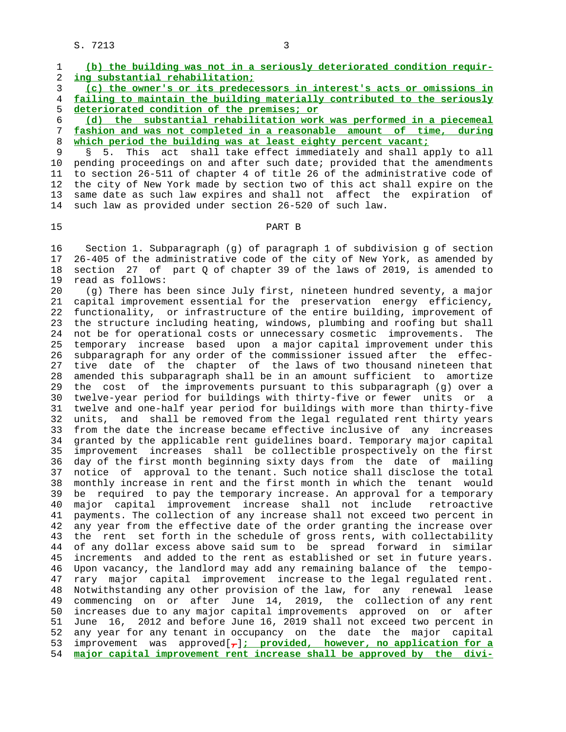**(b) the building was not in a seriously deteriorated condition requiring substantial rehabilitation;**

**(c) the owner's or its predecessors in interest's acts or omissions in failing to maintain the building materially contributed to the seriously deteriorated condition of the premises; or**

**(d) the substantial rehabilitation work was performed in a piecemeal fashion and was not completed in a reasonable amount of time, during which period the building was at least eighty percent vacant;**

§ 5. This act shall take effect immediately and shall apply to all pending proceedings on and after such date; provided that the amendments to section 26-511 of chapter 4 of title 26 of the administrative code of the city of New York made by section two of this act shall expire on the same date as such law expires and shall not affect the expiration of such law as provided under section 26-520 of such law.

## PART B

Section 1. Subparagraph (g) of paragraph 1 of subdivision g of section 26-405 of the administrative code of the city of New York, as amended by section 27 of part Q of chapter 39 of the laws of 2019, is amended to read as follows:

(g) There has been since July first, nineteen hundred seventy, a major capital improvement essential for the preservation energy efficiency, functionality, or infrastructure of the entire building, improvement of the structure including heating, windows, plumbing and roofing but shall not be for operational costs or unnecessary cosmetic improvements. The temporary increase based upon a major capital improvement under this subparagraph for any order of the commissioner issued after the effective date of the chapter of the laws of two thousand nineteen that amended this subparagraph shall be in an amount sufficient to amortize the cost of the improvements pursuant to this subparagraph (g) over a twelve-year period for buildings with thirty-five or fewer units or a twelve and one-half year period for buildings with more than thirty-five units, and shall be removed from the legal regulated rent thirty years from the date the increase became effective inclusive of any increases granted by the applicable rent guidelines board. Temporary major capital improvement increases shall be collectible prospectively on the first day of the first month beginning sixty days from the date of mailing notice of approval to the tenant. Such notice shall disclose the total monthly increase in rent and the first month in which the tenant would be required to pay the temporary increase. An approval for a temporary major capital improvement increase shall not include retroactive payments. The collection of any increase shall not exceed two percent in any year from the effective date of the order granting the increase over the rent set forth in the schedule of gross rents, with collectability of any dollar excess above said sum to be spread forward in similar increments and added to the rent as established or set in future years. Upon vacancy, the landlord may add any remaining balance of the temporary major capital improvement increase to the legal regulated rent. Notwithstanding any other provision of the law, for any renewal lease commencing on or after June 14, 2019, the collection of any rent increases due to any major capital improvements approved on or after June 16, 2012 and before June 16, 2019 shall not exceed two percent in any year for any tenant in occupancy on the date the major capital improvement was approved[,]**; provided, however, no application for a major capital improvement rent increase shall be approved by the divi-**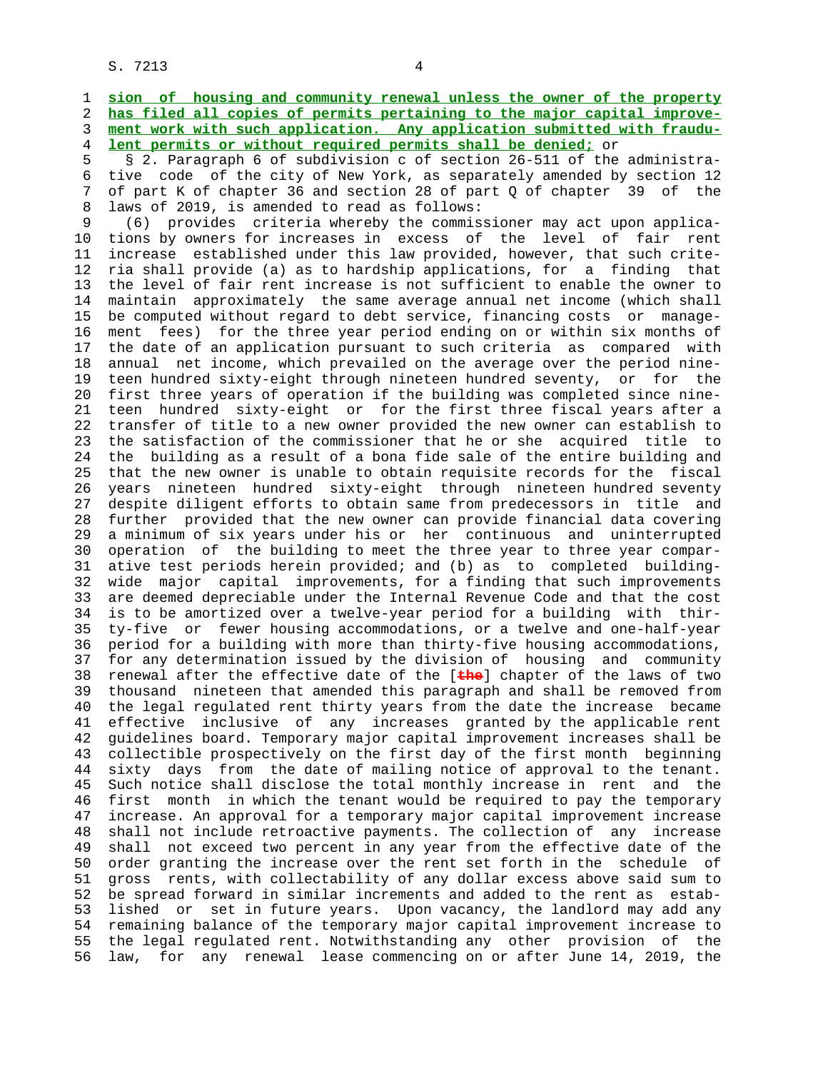**sion of housing and community renewal unless the owner of the property has filed all copies of permits pertaining to the major capital improvement work with such application. Any application submitted with fraudulent permits or without required permits shall be denied;** or

§ 2. Paragraph 6 of subdivision c of section 26-511 of the administrative code of the city of New York, as separately amended by section 12 of part K of chapter 36 and section 28 of part Q of chapter 39 of the laws of 2019, is amended to read as follows:

(6) provides criteria whereby the commissioner may act upon applications by owners for increases in excess of the level of fair rent increase established under this law provided, however, that such criteria shall provide (a) as to hardship applications, for a finding that the level of fair rent increase is not sufficient to enable the owner to maintain approximately the same average annual net income (which shall be computed without regard to debt service, financing costs or management fees) for the three year period ending on or within six months of the date of an application pursuant to such criteria as compared with annual net income, which prevailed on the average over the period nineteen hundred sixty-eight through nineteen hundred seventy, or for the first three years of operation if the building was completed since nineteen hundred sixty-eight or for the first three fiscal years after a transfer of title to a new owner provided the new owner can establish to the satisfaction of the commissioner that he or she acquired title to the building as a result of a bona fide sale of the entire building and that the new owner is unable to obtain requisite records for the fiscal years nineteen hundred sixty-eight through nineteen hundred seventy despite diligent efforts to obtain same from predecessors in title and further provided that the new owner can provide financial data covering a minimum of six years under his or her continuous and uninterrupted operation of the building to meet the three year to three year comparative test periods herein provided; and (b) as to completed building-wide major capital improvements, for a finding that such improvements are deemed depreciable under the Internal Revenue Code and that the cost is to be amortized over a twelve-year period for a building with thirty-five or fewer housing accommodations, or a twelve and one-half-year period for a building with more than thirty-five housing accommodations, for any determination issued by the division of housing and community renewal after the effective date of the [~~the~~] chapter of the laws of two thousand nineteen that amended this paragraph and shall be removed from the legal regulated rent thirty years from the date the increase became effective inclusive of any increases granted by the applicable rent guidelines board. Temporary major capital improvement increases shall be collectible prospectively on the first day of the first month beginning sixty days from the date of mailing notice of approval to the tenant. Such notice shall disclose the total monthly increase in rent and the first month in which the tenant would be required to pay the temporary increase. An approval for a temporary major capital improvement increase shall not include retroactive payments. The collection of any increase shall not exceed two percent in any year from the effective date of the order granting the increase over the rent set forth in the schedule of gross rents, with collectability of any dollar excess above said sum to be spread forward in similar increments and added to the rent as established or set in future years. Upon vacancy, the landlord may add any remaining balance of the temporary major capital improvement increase to the legal regulated rent. Notwithstanding any other provision of the law, for any renewal lease commencing on or after June 14, 2019, the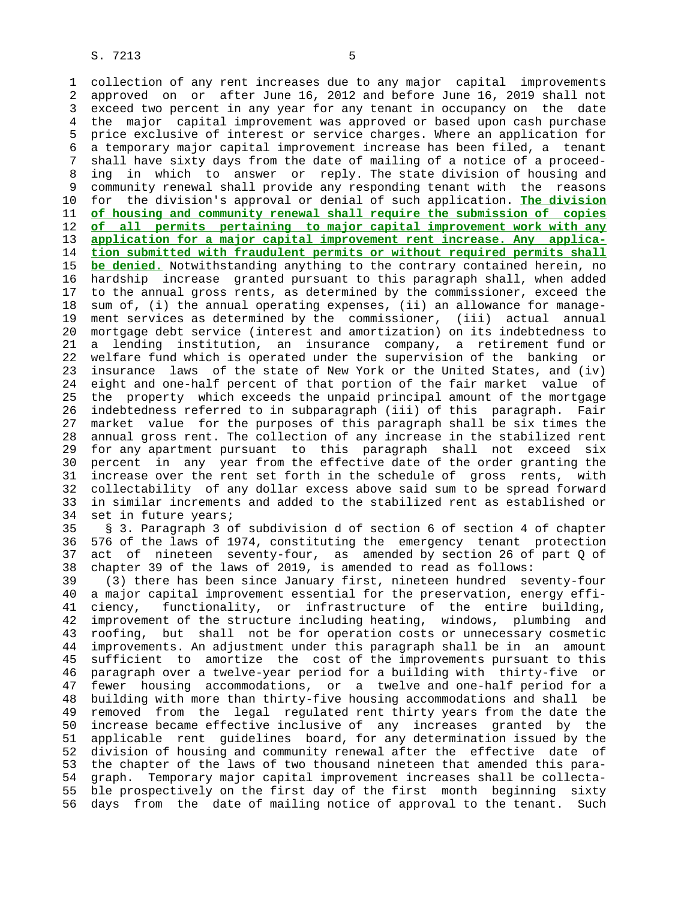collection of any rent increases due to any major capital improvements approved on or after June 16, 2012 and before June 16, 2019 shall not exceed two percent in any year for any tenant in occupancy on the date the major capital improvement was approved or based upon cash purchase price exclusive of interest or service charges. Where an application for a temporary major capital improvement increase has been filed, a tenant shall have sixty days from the date of mailing of a notice of a proceeding in which to answer or reply. The state division of housing and community renewal shall provide any responding tenant with the reasons for the division's approval or denial of such application. **The division of housing and community renewal shall require the submission of copies of all permits pertaining to major capital improvement work with any application for a major capital improvement rent increase. Any application submitted with fraudulent permits or without required permits shall be denied.** Notwithstanding anything to the contrary contained herein, no hardship increase granted pursuant to this paragraph shall, when added to the annual gross rents, as determined by the commissioner, exceed the sum of, (i) the annual operating expenses, (ii) an allowance for management services as determined by the commissioner, (iii) actual annual mortgage debt service (interest and amortization) on its indebtedness to a lending institution, an insurance company, a retirement fund or welfare fund which is operated under the supervision of the banking or insurance laws of the state of New York or the United States, and (iv) eight and one-half percent of that portion of the fair market value of the property which exceeds the unpaid principal amount of the mortgage indebtedness referred to in subparagraph (iii) of this paragraph. Fair market value for the purposes of this paragraph shall be six times the annual gross rent. The collection of any increase in the stabilized rent for any apartment pursuant to this paragraph shall not exceed six percent in any year from the effective date of the order granting the increase over the rent set forth in the schedule of gross rents, with collectability of any dollar excess above said sum to be spread forward in similar increments and added to the stabilized rent as established or set in future years;

§ 3. Paragraph 3 of subdivision d of section 6 of section 4 of chapter 576 of the laws of 1974, constituting the emergency tenant protection act of nineteen seventy-four, as amended by section 26 of part Q of chapter 39 of the laws of 2019, is amended to read as follows:

(3) there has been since January first, nineteen hundred seventy-four a major capital improvement essential for the preservation, energy efficiency, functionality, or infrastructure of the entire building, improvement of the structure including heating, windows, plumbing and roofing, but shall not be for operation costs or unnecessary cosmetic improvements. An adjustment under this paragraph shall be in an amount sufficient to amortize the cost of the improvements pursuant to this paragraph over a twelve-year period for a building with thirty-five or fewer housing accommodations, or a twelve and one-half period for a building with more than thirty-five housing accommodations and shall be removed from the legal regulated rent thirty years from the date the increase became effective inclusive of any increases granted by the applicable rent guidelines board, for any determination issued by the division of housing and community renewal after the effective date of the chapter of the laws of two thousand nineteen that amended this paragraph. Temporary major capital improvement increases shall be collectable prospectively on the first day of the first month beginning sixty days from the date of mailing notice of approval to the tenant. Such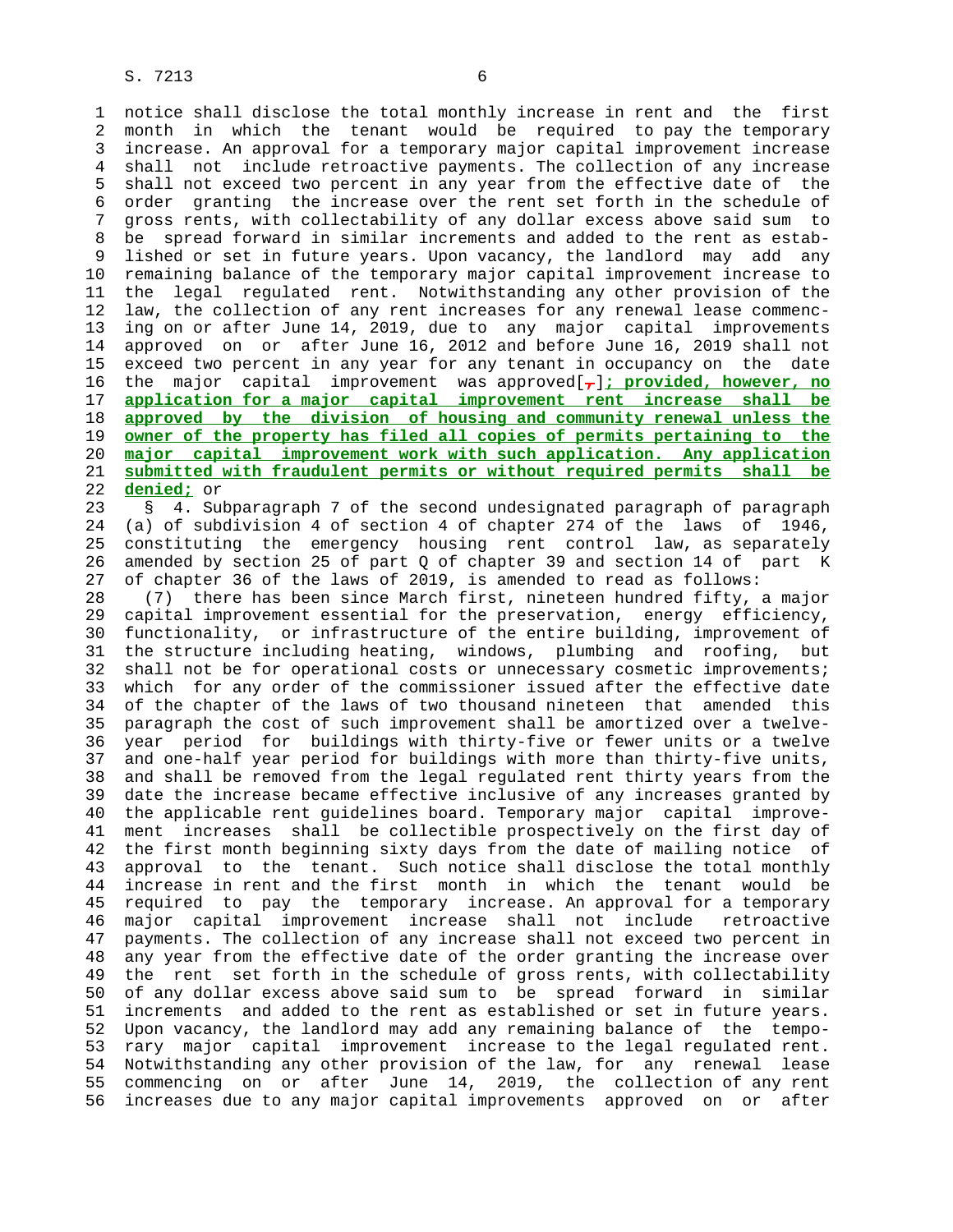notice shall disclose the total monthly increase in rent and the first month in which the tenant would be required to pay the temporary increase. An approval for a temporary major capital improvement increase shall not include retroactive payments. The collection of any increase shall not exceed two percent in any year from the effective date of the order granting the increase over the rent set forth in the schedule of gross rents, with collectability of any dollar excess above said sum to be spread forward in similar increments and added to the rent as established or set in future years. Upon vacancy, the landlord may add any remaining balance of the temporary major capital improvement increase to the legal regulated rent. Notwithstanding any other provision of the law, the collection of any rent increases for any renewal lease commencing on or after June 14, 2019, due to any major capital improvements approved on or after June 16, 2012 and before June 16, 2019 shall not exceed two percent in any year for any tenant in occupancy on the date the major capital improvement was approved[,]**; provided, however, no application for a major capital improvement rent increase shall be approved by the division of housing and community renewal unless the owner of the property has filed all copies of permits pertaining to the major capital improvement work with such application. Any application submitted with fraudulent permits or without required permits shall be denied;** or

§ 4. Subparagraph 7 of the second undesignated paragraph of paragraph (a) of subdivision 4 of section 4 of chapter 274 of the laws of 1946, constituting the emergency housing rent control law, as separately amended by section 25 of part Q of chapter 39 and section 14 of part K of chapter 36 of the laws of 2019, is amended to read as follows:

(7) there has been since March first, nineteen hundred fifty, a major capital improvement essential for the preservation, energy efficiency, functionality, or infrastructure of the entire building, improvement of the structure including heating, windows, plumbing and roofing, but shall not be for operational costs or unnecessary cosmetic improvements; which for any order of the commissioner issued after the effective date of the chapter of the laws of two thousand nineteen that amended this paragraph the cost of such improvement shall be amortized over a twelve-year period for buildings with thirty-five or fewer units or a twelve and one-half year period for buildings with more than thirty-five units, and shall be removed from the legal regulated rent thirty years from the date the increase became effective inclusive of any increases granted by the applicable rent guidelines board. Temporary major capital improvement increases shall be collectible prospectively on the first day of the first month beginning sixty days from the date of mailing notice of approval to the tenant. Such notice shall disclose the total monthly increase in rent and the first month in which the tenant would be required to pay the temporary increase. An approval for a temporary major capital improvement increase shall not include retroactive payments. The collection of any increase shall not exceed two percent in any year from the effective date of the order granting the increase over the rent set forth in the schedule of gross rents, with collectability of any dollar excess above said sum to be spread forward in similar increments and added to the rent as established or set in future years. Upon vacancy, the landlord may add any remaining balance of the temporary major capital improvement increase to the legal regulated rent. Notwithstanding any other provision of the law, for any renewal lease commencing on or after June 14, 2019, the collection of any rent increases due to any major capital improvements approved on or after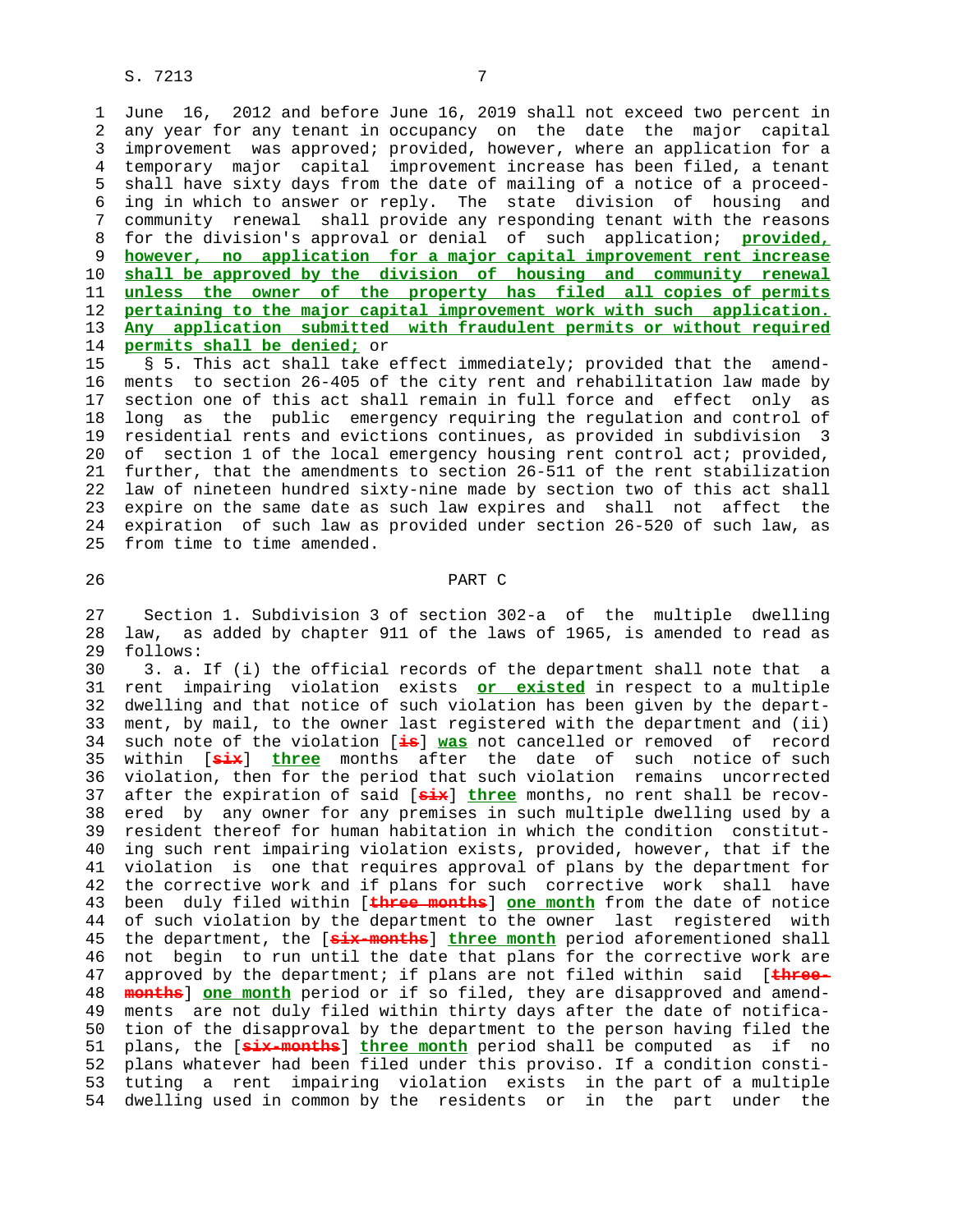June 16, 2012 and before June 16, 2019 shall not exceed two percent in any year for any tenant in occupancy on the date the major capital improvement was approved; provided, however, where an application for a temporary major capital improvement increase has been filed, a tenant shall have sixty days from the date of mailing of a notice of a proceeding in which to answer or reply. The state division of housing and community renewal shall provide any responding tenant with the reasons for the division's approval or denial of such application; **provided, however, no application for a major capital improvement rent increase shall be approved by the division of housing and community renewal unless the owner of the property has filed all copies of permits pertaining to the major capital improvement work with such application. Any application submitted with fraudulent permits or without required permits shall be denied;** or

§ 5. This act shall take effect immediately; provided that the amendments to section 26-405 of the city rent and rehabilitation law made by section one of this act shall remain in full force and effect only as long as the public emergency requiring the regulation and control of residential rents and evictions continues, as provided in subdivision 3 of section 1 of the local emergency housing rent control act; provided, further, that the amendments to section 26-511 of the rent stabilization law of nineteen hundred sixty-nine made by section two of this act shall expire on the same date as such law expires and shall not affect the expiration of such law as provided under section 26-520 of such law, as from time to time amended.

## PART C

Section 1. Subdivision 3 of section 302-a of the multiple dwelling law, as added by chapter 911 of the laws of 1965, is amended to read as follows:

3. a. If (i) the official records of the department shall note that a rent impairing violation exists **or existed** in respect to a multiple dwelling and that notice of such violation has been given by the department, by mail, to the owner last registered with the department and (ii) such note of the violation [~~is~~] **was** not cancelled or removed of record within [~~six~~] **three** months after the date of such notice of such violation, then for the period that such violation remains uncorrected after the expiration of said [~~six~~] **three** months, no rent shall be recovered by any owner for any premises in such multiple dwelling used by a resident thereof for human habitation in which the condition constituting such rent impairing violation exists, provided, however, that if the violation is one that requires approval of plans by the department for the corrective work and if plans for such corrective work shall have been duly filed within [~~three months~~] **one month** from the date of notice of such violation by the department to the owner last registered with the department, the [~~six months~~] **three month** period aforementioned shall not begin to run until the date that plans for the corrective work are approved by the department; if plans are not filed within said [~~three months~~] **one month** period or if so filed, they are disapproved and amendments are not duly filed within thirty days after the date of notification of the disapproval by the department to the person having filed the plans, the [~~six months~~] **three month** period shall be computed as if no plans whatever had been filed under this proviso. If a condition constituting a rent impairing violation exists in the part of a multiple dwelling used in common by the residents or in the part under the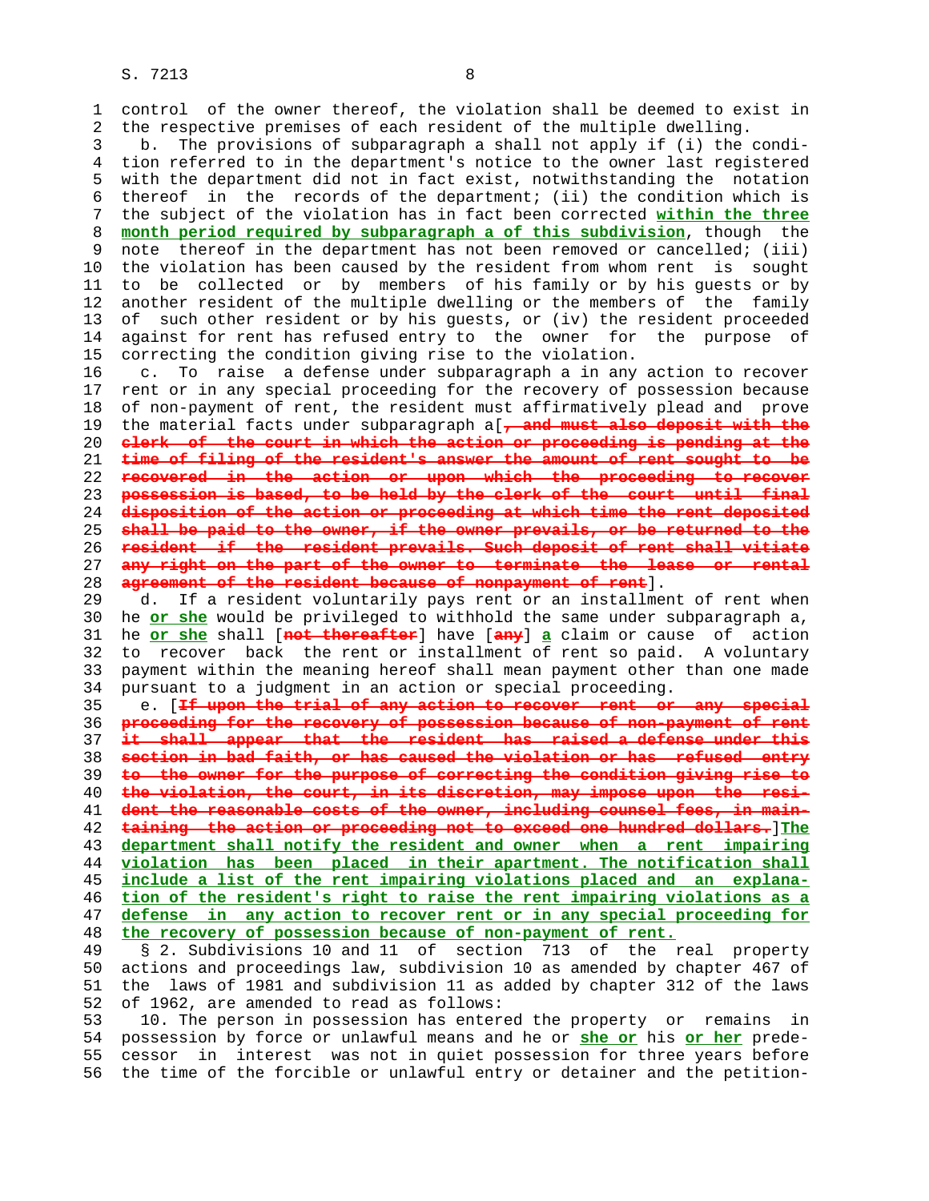control of the owner thereof, the violation shall be deemed to exist in the respective premises of each resident of the multiple dwelling.

b. The provisions of subparagraph a shall not apply if (i) the condition referred to in the department's notice to the owner last registered with the department did not in fact exist, notwithstanding the notation thereof in the records of the department; (ii) the condition which is the subject of the violation has in fact been corrected **within the three month period required by subparagraph a of this subdivision**, though the note thereof in the department has not been removed or cancelled; (iii) the violation has been caused by the resident from whom rent is sought to be collected or by members of his family or by his guests or by another resident of the multiple dwelling or the members of the family of such other resident or by his guests, or (iv) the resident proceeded against for rent has refused entry to the owner for the purpose of correcting the condition giving rise to the violation.

c. To raise a defense under subparagraph a in any action to recover rent or in any special proceeding for the recovery of possession because of non-payment of rent, the resident must affirmatively plead and prove the material facts under subparagraph a[~~, and must also deposit with the clerk of the court in which the action or proceeding is pending at the time of filing of the resident's answer the amount of rent sought to be recovered in the action or upon which the proceeding to recover possession is based, to be held by the clerk of the court until final disposition of the action or proceeding at which time the rent deposited shall be paid to the owner, if the owner prevails, or be returned to the resident if the resident prevails. Such deposit of rent shall vitiate any right on the part of the owner to terminate the lease or rental agreement of the resident because of nonpayment of rent~~].

d. If a resident voluntarily pays rent or an installment of rent when he **or she** would be privileged to withhold the same under subparagraph a, he **or she** shall [~~not thereafter~~] have [~~any~~] **a** claim or cause of action to recover back the rent or installment of rent so paid. A voluntary payment within the meaning hereof shall mean payment other than one made pursuant to a judgment in an action or special proceeding.

e. [~~If upon the trial of any action to recover rent or any special proceeding for the recovery of possession because of non-payment of rent it shall appear that the resident has raised a defense under this section in bad faith, or has caused the violation or has refused entry to the owner for the purpose of correcting the condition giving rise to the violation, the court, in its discretion, may impose upon the resident the reasonable costs of the owner, including counsel fees, in maintaining the action or proceeding not to exceed one hundred dollars.~~]**The department shall notify the resident and owner when a rent impairing violation has been placed in their apartment. The notification shall include a list of the rent impairing violations placed and an explanation of the resident's right to raise the rent impairing violations as a defense in any action to recover rent or in any special proceeding for the recovery of possession because of non-payment of rent.**

§ 2. Subdivisions 10 and 11 of section 713 of the real property actions and proceedings law, subdivision 10 as amended by chapter 467 of the laws of 1981 and subdivision 11 as added by chapter 312 of the laws of 1962, are amended to read as follows:

10. The person in possession has entered the property or remains in possession by force or unlawful means and he or **she or** his **or her** predecessor in interest was not in quiet possession for three years before the time of the forcible or unlawful entry or detainer and the petition-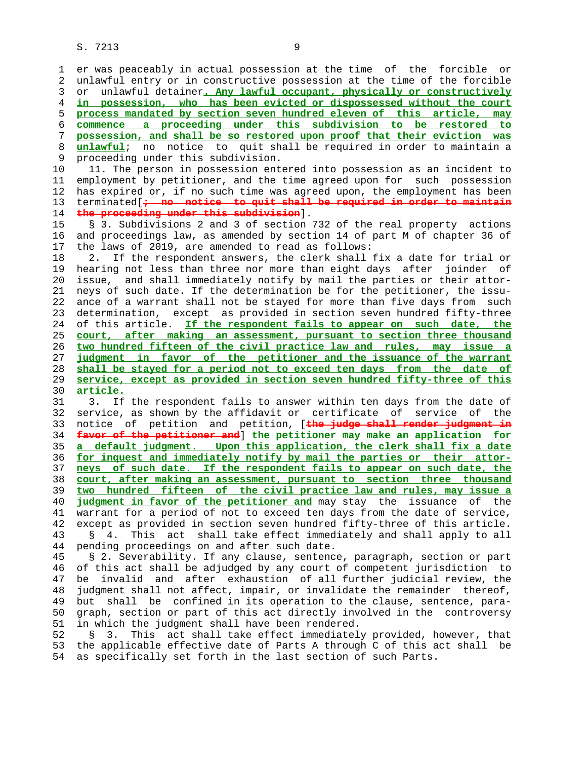er was peaceably in actual possession at the time of the forcible or unlawful entry or in constructive possession at the time of the forcible or unlawful detainer. Any lawful occupant, physically or constructively in possession, who has been evicted or dispossessed without the court process mandated by section seven hundred eleven of this article, may commence a proceeding under this subdivision to be restored to possession, and shall be so restored upon proof that their eviction was unlawful; no notice to quit shall be required in order to maintain a proceeding under this subdivision.

11. The person in possession entered into possession as an incident to employment by petitioner, and the time agreed upon for such possession has expired or, if no such time was agreed upon, the employment has been terminated[; no notice to quit shall be required in order to maintain the proceeding under this subdivision].

§ 3. Subdivisions 2 and 3 of section 732 of the real property actions and proceedings law, as amended by section 14 of part M of chapter 36 of the laws of 2019, are amended to read as follows:

2. If the respondent answers, the clerk shall fix a date for trial or hearing not less than three nor more than eight days after joinder of issue, and shall immediately notify by mail the parties or their attorneys of such date. If the determination be for the petitioner, the issuance of a warrant shall not be stayed for more than five days from such determination, except as provided in section seven hundred fifty-three of this article. If the respondent fails to appear on such date, the court, after making an assessment, pursuant to section three thousand two hundred fifteen of the civil practice law and rules, may issue a judgment in favor of the petitioner and the issuance of the warrant shall be stayed for a period not to exceed ten days from the date of service, except as provided in section seven hundred fifty-three of this article.

3. If the respondent fails to answer within ten days from the date of service, as shown by the affidavit or certificate of service of the notice of petition and petition, [the judge shall render judgment in favor of the petitioner and] the petitioner may make an application for a default judgment. Upon this application, the clerk shall fix a date for inquest and immediately notify by mail the parties or their attorneys of such date. If the respondent fails to appear on such date, the court, after making an assessment, pursuant to section three thousand two hundred fifteen of the civil practice law and rules, may issue a judgment in favor of the petitioner and may stay the issuance of the warrant for a period of not to exceed ten days from the date of service, except as provided in section seven hundred fifty-three of this article.

§ 4. This act shall take effect immediately and shall apply to all pending proceedings on and after such date.

§ 2. Severability. If any clause, sentence, paragraph, section or part of this act shall be adjudged by any court of competent jurisdiction to be invalid and after exhaustion of all further judicial review, the judgment shall not affect, impair, or invalidate the remainder thereof, but shall be confined in its operation to the clause, sentence, paragraph, section or part of this act directly involved in the controversy in which the judgment shall have been rendered.

§ 3. This act shall take effect immediately provided, however, that the applicable effective date of Parts A through C of this act shall be as specifically set forth in the last section of such Parts.